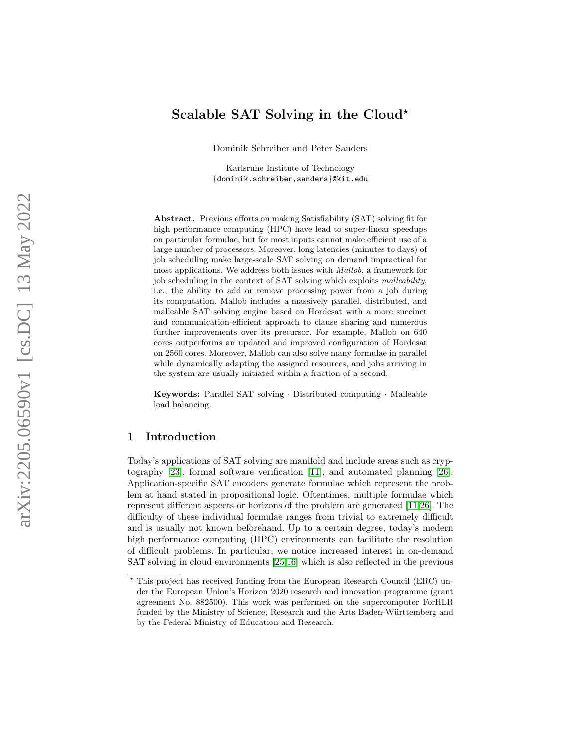# Scalable SAT Solving in the Cloud*

Dominik Schreiber and Peter Sanders

Karlsruhe Institute of Technology
{dominik.schreiber,sanders}@kit.edu

**Abstract.** Previous efforts on making Satisfiability (SAT) solving fit for high performance computing (HPC) have lead to super-linear speedups on particular formulae, but for most inputs cannot make efficient use of a large number of processors. Moreover, long latencies (minutes to days) of job scheduling make large-scale SAT solving on demand impractical for most applications. We address both issues with *Mallob*, a framework for job scheduling in the context of SAT solving which exploits *malleability*, i.e., the ability to add or remove processing power from a job during its computation. Mallob includes a massively parallel, distributed, and malleable SAT solving engine based on Hordesat with a more succinct and communication-efficient approach to clause sharing and numerous further improvements over its precursor. For example, Mallob on 640 cores outperforms an updated and improved configuration of Hordesat on 2560 cores. Moreover, Mallob can also solve many formulae in parallel while dynamically adapting the assigned resources, and jobs arriving in the system are usually initiated within a fraction of a second.

**Keywords:** Parallel SAT solving · Distributed computing · Malleable load balancing.

## 1 Introduction

Today's applications of SAT solving are manifold and include areas such as cryptography [23], formal software verification [11], and automated planning [26]. Application-specific SAT encoders generate formulae which represent the problem at hand stated in propositional logic. Oftentimes, multiple formulae which represent different aspects or horizons of the problem are generated [11,26]. The difficulty of these individual formulae ranges from trivial to extremely difficult and is usually not known beforehand. Up to a certain degree, today's modern high performance computing (HPC) environments can facilitate the resolution of difficult problems. In particular, we notice increased interest in on-demand SAT solving in cloud environments [25,16] which is also reflected in the previous

---

* This project has received funding from the European Research Council (ERC) under the European Union's Horizon 2020 research and innovation programme (grant agreement No. 882500). This work was performed on the supercomputer ForHLR funded by the Ministry of Science, Research and the Arts Baden-Württemberg and by the Federal Ministry of Education and Research.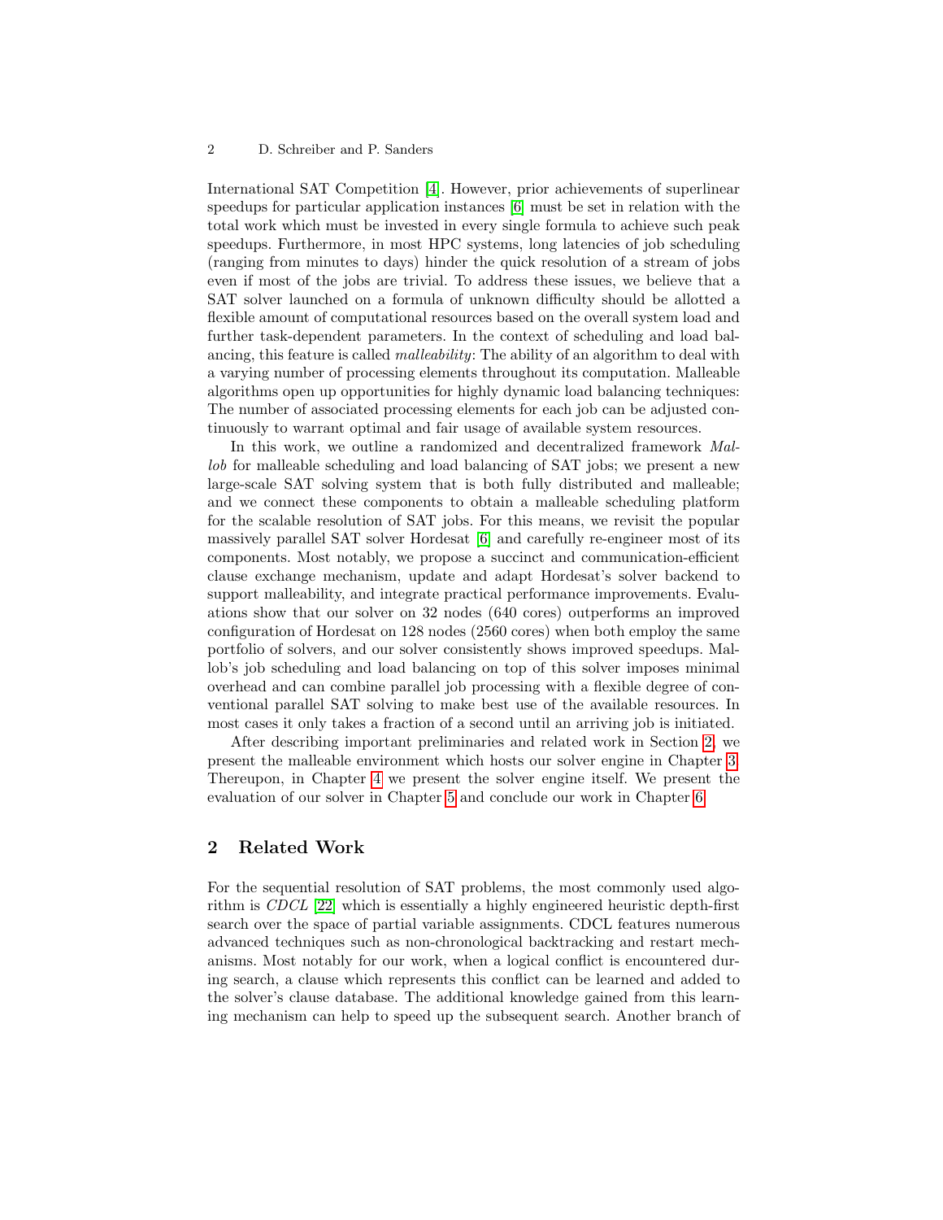International SAT Competition [4]. However, prior achievements of superlinear speedups for particular application instances [6] must be set in relation with the total work which must be invested in every single formula to achieve such peak speedups. Furthermore, in most HPC systems, long latencies of job scheduling (ranging from minutes to days) hinder the quick resolution of a stream of jobs even if most of the jobs are trivial. To address these issues, we believe that a SAT solver launched on a formula of unknown difficulty should be allotted a flexible amount of computational resources based on the overall system load and further task-dependent parameters. In the context of scheduling and load balancing, this feature is called *malleability*: The ability of an algorithm to deal with a varying number of processing elements throughout its computation. Malleable algorithms open up opportunities for highly dynamic load balancing techniques: The number of associated processing elements for each job can be adjusted continuously to warrant optimal and fair usage of available system resources.

In this work, we outline a randomized and decentralized framework *Mallob* for malleable scheduling and load balancing of SAT jobs; we present a new large-scale SAT solving system that is both fully distributed and malleable; and we connect these components to obtain a malleable scheduling platform for the scalable resolution of SAT jobs. For this means, we revisit the popular massively parallel SAT solver Hordesat [6] and carefully re-engineer most of its components. Most notably, we propose a succinct and communication-efficient clause exchange mechanism, update and adapt Hordesat's solver backend to support malleability, and integrate practical performance improvements. Evaluations show that our solver on 32 nodes (640 cores) outperforms an improved configuration of Hordesat on 128 nodes (2560 cores) when both employ the same portfolio of solvers, and our solver consistently shows improved speedups. Mallob's job scheduling and load balancing on top of this solver imposes minimal overhead and can combine parallel job processing with a flexible degree of conventional parallel SAT solving to make best use of the available resources. In most cases it only takes a fraction of a second until an arriving job is initiated.

After describing important preliminaries and related work in Section 2, we present the malleable environment which hosts our solver engine in Chapter 3. Thereupon, in Chapter 4 we present the solver engine itself. We present the evaluation of our solver in Chapter 5 and conclude our work in Chapter 6.

## 2 Related Work

For the sequential resolution of SAT problems, the most commonly used algorithm is *CDCL* [22] which is essentially a highly engineered heuristic depth-first search over the space of partial variable assignments. CDCL features numerous advanced techniques such as non-chronological backtracking and restart mechanisms. Most notably for our work, when a logical conflict is encountered during search, a clause which represents this conflict can be learned and added to the solver's clause database. The additional knowledge gained from this learning mechanism can help to speed up the subsequent search. Another branch of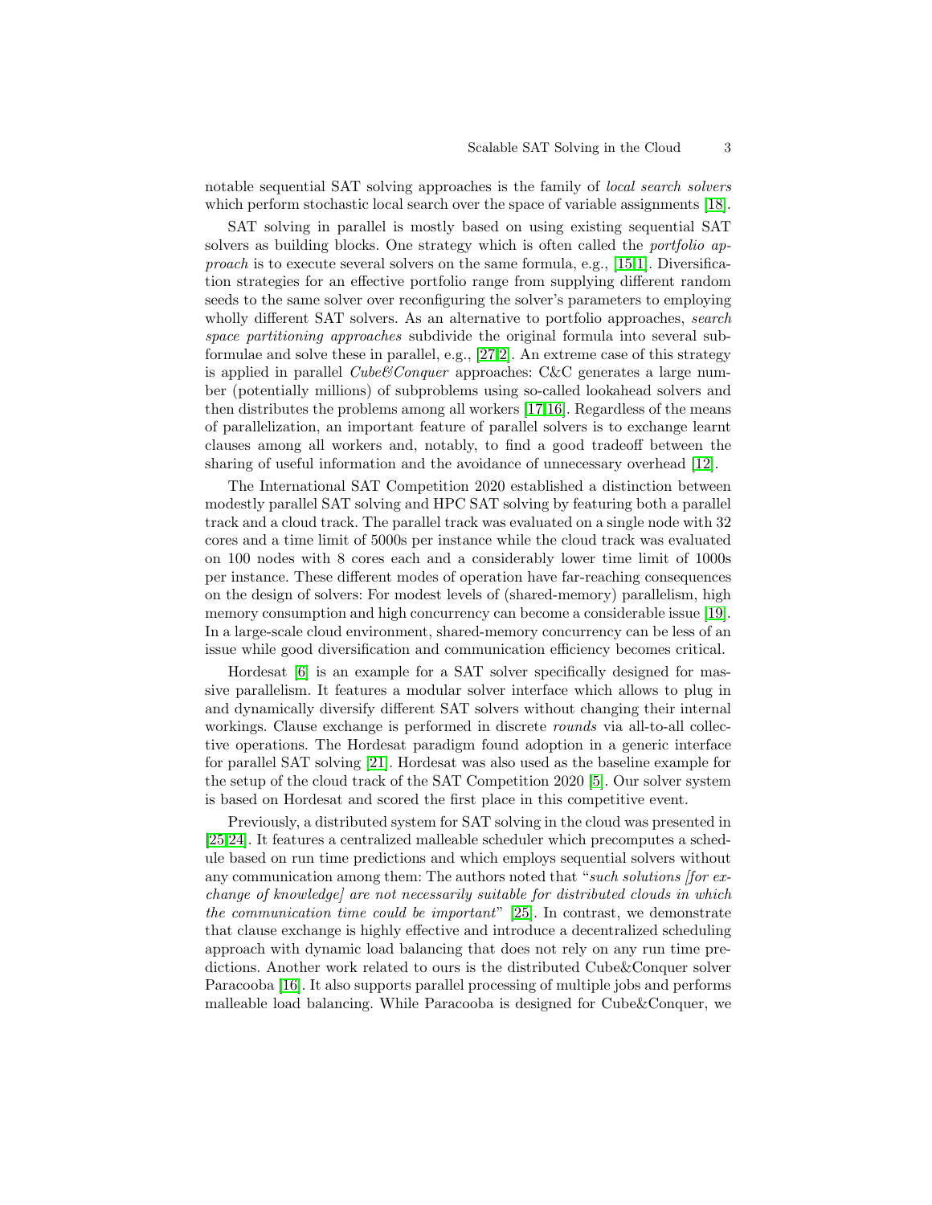notable sequential SAT solving approaches is the family of *local search solvers* which perform stochastic local search over the space of variable assignments [18].

SAT solving in parallel is mostly based on using existing sequential SAT solvers as building blocks. One strategy which is often called the *portfolio approach* is to execute several solvers on the same formula, e.g., [15,1]. Diversification strategies for an effective portfolio range from supplying different random seeds to the same solver over reconfiguring the solver's parameters to employing wholly different SAT solvers. As an alternative to portfolio approaches, *search space partitioning approaches* subdivide the original formula into several subformulae and solve these in parallel, e.g., [27,2]. An extreme case of this strategy is applied in parallel *Cube&Conquer* approaches: C&C generates a large number (potentially millions) of subproblems using so-called lookahead solvers and then distributes the problems among all workers [17,16]. Regardless of the means of parallelization, an important feature of parallel solvers is to exchange learnt clauses among all workers and, notably, to find a good tradeoff between the sharing of useful information and the avoidance of unnecessary overhead [12].

The International SAT Competition 2020 established a distinction between modestly parallel SAT solving and HPC SAT solving by featuring both a parallel track and a cloud track. The parallel track was evaluated on a single node with 32 cores and a time limit of 5000s per instance while the cloud track was evaluated on 100 nodes with 8 cores each and a considerably lower time limit of 1000s per instance. These different modes of operation have far-reaching consequences on the design of solvers: For modest levels of (shared-memory) parallelism, high memory consumption and high concurrency can become a considerable issue [19]. In a large-scale cloud environment, shared-memory concurrency can be less of an issue while good diversification and communication efficiency becomes critical.

Hordesat [6] is an example for a SAT solver specifically designed for massive parallelism. It features a modular solver interface which allows to plug in and dynamically diversify different SAT solvers without changing their internal workings. Clause exchange is performed in discrete *rounds* via all-to-all collective operations. The Hordesat paradigm found adoption in a generic interface for parallel SAT solving [21]. Hordesat was also used as the baseline example for the setup of the cloud track of the SAT Competition 2020 [5]. Our solver system is based on Hordesat and scored the first place in this competitive event.

Previously, a distributed system for SAT solving in the cloud was presented in [25,24]. It features a centralized malleable scheduler which precomputes a schedule based on run time predictions and which employs sequential solvers without any communication among them: The authors noted that "*such solutions [for exchange of knowledge] are not necessarily suitable for distributed clouds in which the communication time could be important*" [25]. In contrast, we demonstrate that clause exchange is highly effective and introduce a decentralized scheduling approach with dynamic load balancing that does not rely on any run time predictions. Another work related to ours is the distributed Cube&Conquer solver Paracooba [16]. It also supports parallel processing of multiple jobs and performs malleable load balancing. While Paracooba is designed for Cube&Conquer, we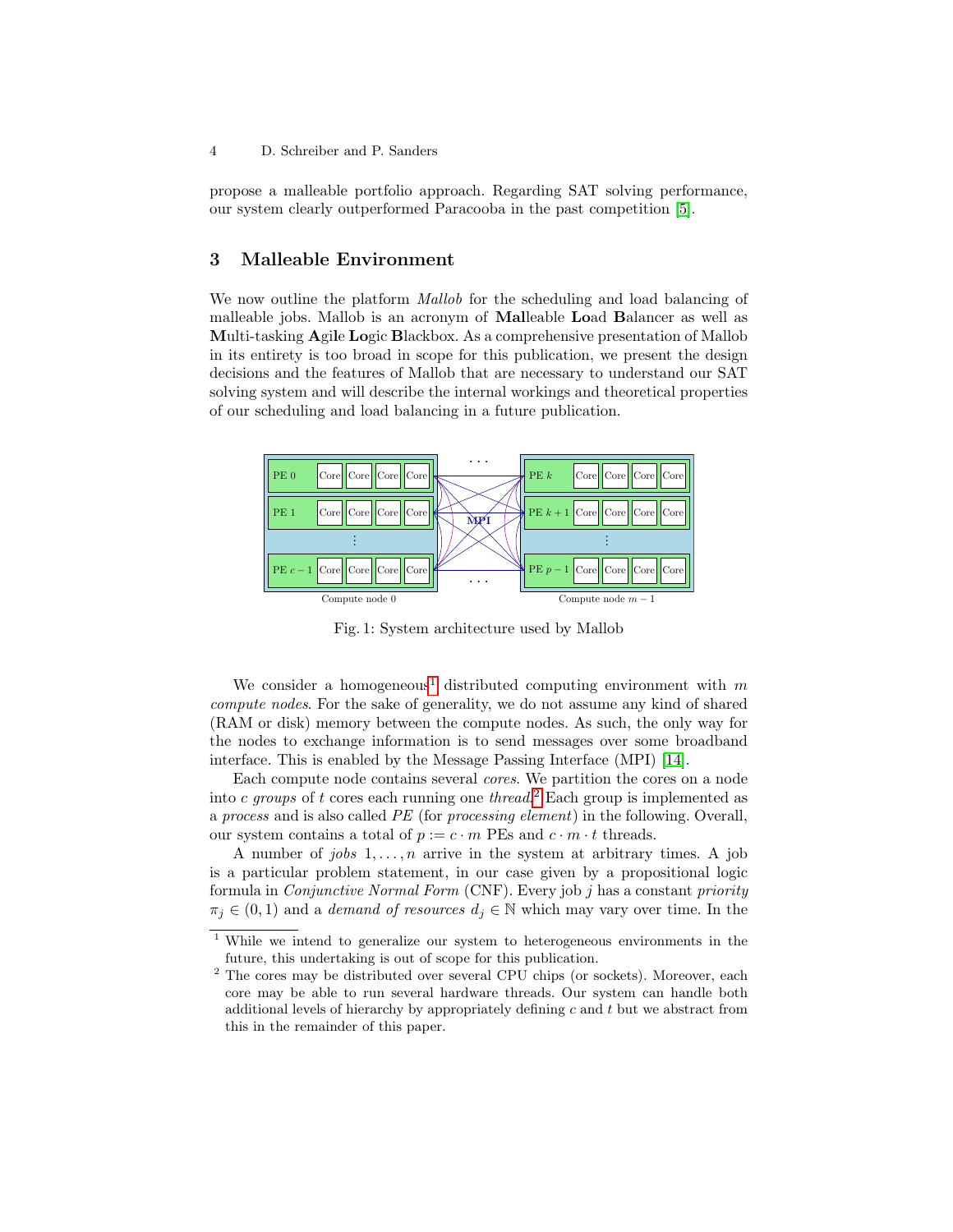propose a malleable portfolio approach. Regarding SAT solving performance, our system clearly outperformed Paracooba in the past competition [5].

## 3 Malleable Environment

We now outline the platform *Mallob* for the scheduling and load balancing of malleable jobs. Mallob is an acronym of **Mal**leable **Lo**ad **B**alancer as well as **M**ulti-tasking **A**gi**l**e **Lo**gic **B**lackbox. As a comprehensive presentation of Mallob in its entirety is too broad in scope for this publication, we present the design decisions and the features of Mallob that are necessary to understand our SAT solving system and will describe the internal workings and theoretical properties of our scheduling and load balancing in a future publication.

Fig. 1: System architecture used by Mallob

We consider a homogeneous[1] distributed computing environment with $m$ *compute nodes*. For the sake of generality, we do not assume any kind of shared (RAM or disk) memory between the compute nodes. As such, the only way for the nodes to exchange information is to send messages over some broadband interface. This is enabled by the Message Passing Interface (MPI) [14].

Each compute node contains several *cores*. We partition the cores on a node into $c$ *groups* of $t$ cores each running one *thread*.[2] Each group is implemented as a *process* and is also called *PE* (for *processing element*) in the following. Overall, our system contains a total of $p := c \cdot m$ PEs and $c \cdot m \cdot t$ threads.

A number of *jobs* $1, \ldots, n$ arrive in the system at arbitrary times. A job is a particular problem statement, in our case given by a propositional logic formula in *Conjunctive Normal Form* (CNF). Every job $j$ has a constant *priority* $\pi_j \in (0, 1)$ and a *demand of resources* $d_j \in \mathbb{N}$ which may vary over time. In the

[1] While we intend to generalize our system to heterogeneous environments in the future, this undertaking is out of scope for this publication.

[2] The cores may be distributed over several CPU chips (or sockets). Moreover, each core may be able to run several hardware threads. Our system can handle both additional levels of hierarchy by appropriately defining $c$ and $t$ but we abstract from this in the remainder of this paper.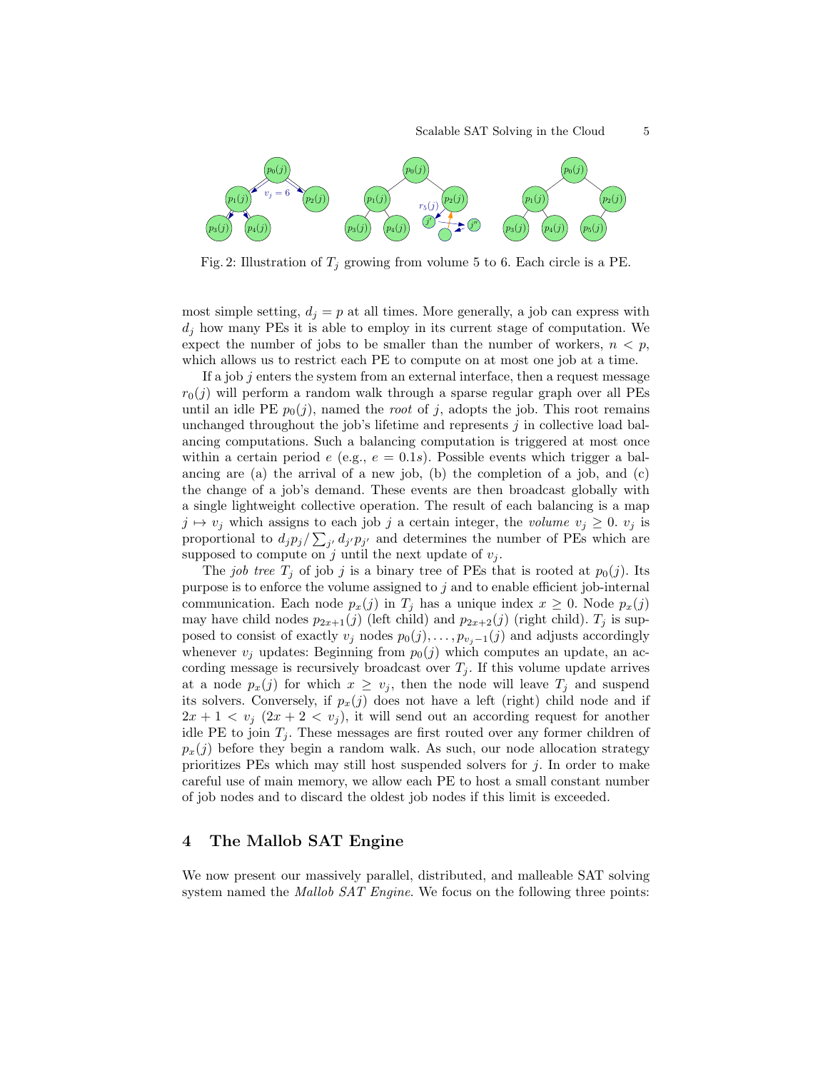Fig. 2: Illustration of $T_j$ growing from volume 5 to 6. Each circle is a PE.

most simple setting, $d_j = p$ at all times. More generally, a job can express with $d_j$ how many PEs it is able to employ in its current stage of computation. We expect the number of jobs to be smaller than the number of workers, $n < p$, which allows us to restrict each PE to compute on at most one job at a time.

If a job $j$ enters the system from an external interface, then a request message $r_0(j)$ will perform a random walk through a sparse regular graph over all PEs until an idle PE $p_0(j)$, named the *root* of $j$, adopts the job. This root remains unchanged throughout the job's lifetime and represents $j$ in collective load balancing computations. Such a balancing computation is triggered at most once within a certain period $e$ (e.g., $e = 0.1s$). Possible events which trigger a balancing are (a) the arrival of a new job, (b) the completion of a job, and (c) the change of a job's demand. These events are then broadcast globally with a single lightweight collective operation. The result of each balancing is a map $j \mapsto v_j$ which assigns to each job $j$ a certain integer, the *volume* $v_j \geq 0$. $v_j$ is proportional to $d_j p_j / \sum_{j'} d_{j'} p_{j'}$ and determines the number of PEs which are supposed to compute on $j$ until the next update of $v_j$.

The *job tree* $T_j$ of job $j$ is a binary tree of PEs that is rooted at $p_0(j)$. Its purpose is to enforce the volume assigned to $j$ and to enable efficient job-internal communication. Each node $p_x(j)$ in $T_j$ has a unique index $x \geq 0$. Node $p_x(j)$ may have child nodes $p_{2x+1}(j)$ (left child) and $p_{2x+2}(j)$ (right child). $T_j$ is supposed to consist of exactly $v_j$ nodes $p_0(j), \ldots, p_{v_j-1}(j)$ and adjusts accordingly whenever $v_j$ updates: Beginning from $p_0(j)$ which computes an update, an according message is recursively broadcast over $T_j$. If this volume update arrives at a node $p_x(j)$ for which $x \geq v_j$, then the node will leave $T_j$ and suspend its solvers. Conversely, if $p_x(j)$ does not have a left (right) child node and if $2x + 1 < v_j$ ($2x + 2 < v_j$), it will send out an according request for another idle PE to join $T_j$. These messages are first routed over any former children of $p_x(j)$ before they begin a random walk. As such, our node allocation strategy prioritizes PEs which may still host suspended solvers for $j$. In order to make careful use of main memory, we allow each PE to host a small constant number of job nodes and to discard the oldest job nodes if this limit is exceeded.

## 4 The Mallob SAT Engine

We now present our massively parallel, distributed, and malleable SAT solving system named the *Mallob SAT Engine*. We focus on the following three points: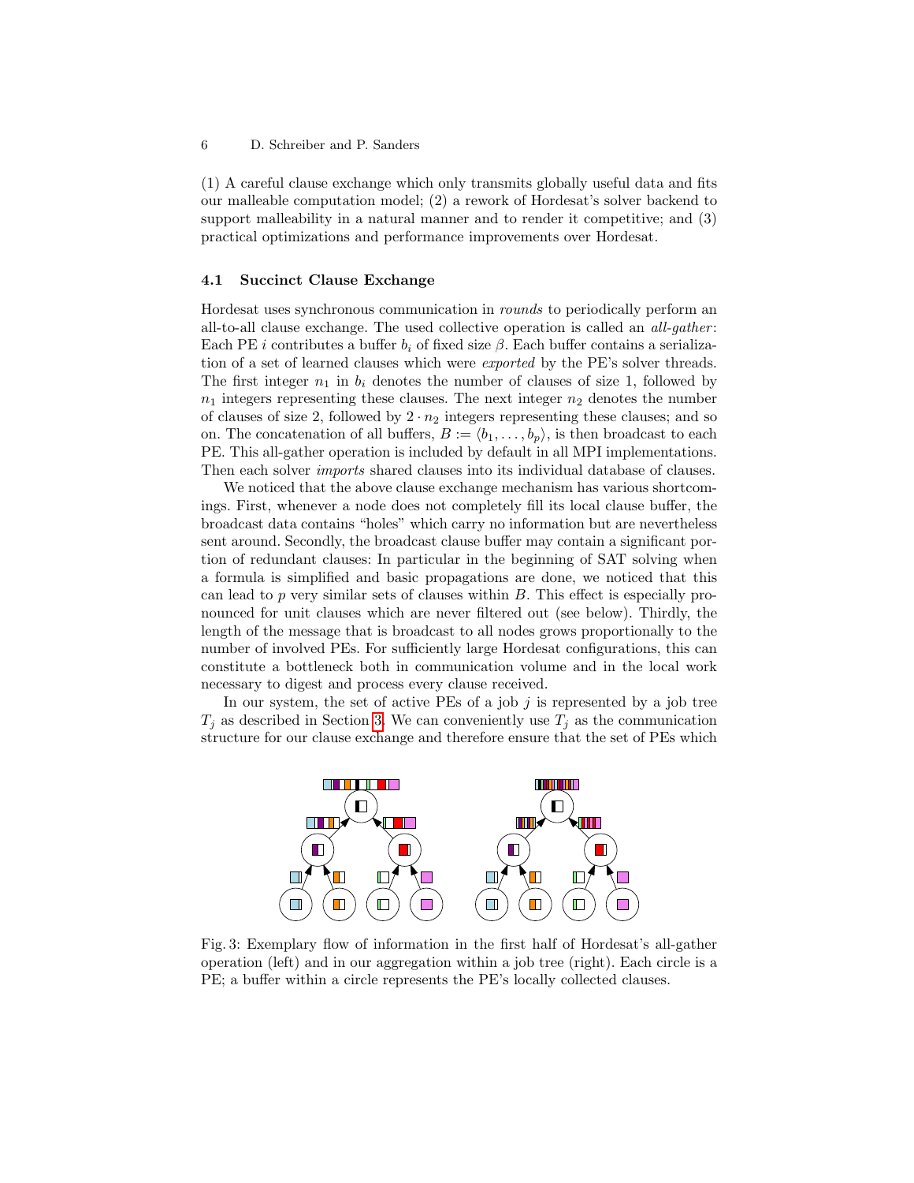(1) A careful clause exchange which only transmits globally useful data and fits our malleable computation model; (2) a rework of Hordesat's solver backend to support malleability in a natural manner and to render it competitive; and (3) practical optimizations and performance improvements over Hordesat.

### 4.1 Succinct Clause Exchange

Hordesat uses synchronous communication in *rounds* to periodically perform an all-to-all clause exchange. The used collective operation is called an *all-gather*: Each PE $i$ contributes a buffer $b_i$ of fixed size $\beta$. Each buffer contains a serialization of a set of learned clauses which were *exported* by the PE's solver threads. The first integer $n_1$ in $b_i$ denotes the number of clauses of size 1, followed by $n_1$ integers representing these clauses. The next integer $n_2$ denotes the number of clauses of size 2, followed by $2 \cdot n_2$ integers representing these clauses; and so on. The concatenation of all buffers, $B := \langle b_1, \dots, b_p \rangle$, is then broadcast to each PE. This all-gather operation is included by default in all MPI implementations. Then each solver *imports* shared clauses into its individual database of clauses.

We noticed that the above clause exchange mechanism has various shortcomings. First, whenever a node does not completely fill its local clause buffer, the broadcast data contains "holes" which carry no information but are nevertheless sent around. Secondly, the broadcast clause buffer may contain a significant portion of redundant clauses: In particular in the beginning of SAT solving when a formula is simplified and basic propagations are done, we noticed that this can lead to $p$ very similar sets of clauses within $B$. This effect is especially pronounced for unit clauses which are never filtered out (see below). Thirdly, the length of the message that is broadcast to all nodes grows proportionally to the number of involved PEs. For sufficiently large Hordesat configurations, this can constitute a bottleneck both in communication volume and in the local work necessary to digest and process every clause received.

In our system, the set of active PEs of a job $j$ is represented by a job tree $T_j$ as described in Section 3. We can conveniently use $T_j$ as the communication structure for our clause exchange and therefore ensure that the set of PEs which

Fig. 3: Exemplary flow of information in the first half of Hordesat's all-gather operation (left) and in our aggregation within a job tree (right). Each circle is a PE; a buffer within a circle represents the PE's locally collected clauses.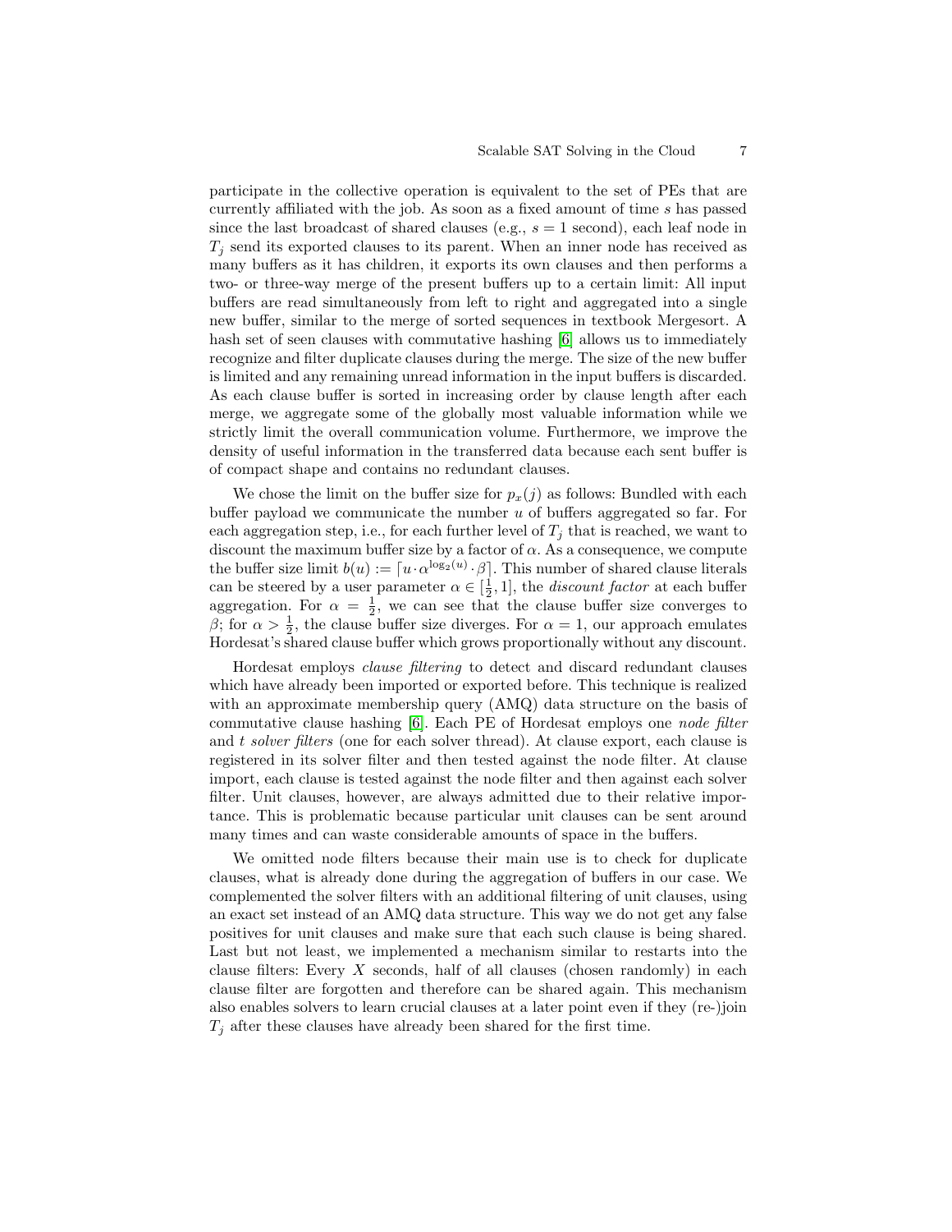participate in the collective operation is equivalent to the set of PEs that are currently affiliated with the job. As soon as a fixed amount of time $s$ has passed since the last broadcast of shared clauses (e.g., $s = 1$ second), each leaf node in $T_j$ send its exported clauses to its parent. When an inner node has received as many buffers as it has children, it exports its own clauses and then performs a two- or three-way merge of the present buffers up to a certain limit: All input buffers are read simultaneously from left to right and aggregated into a single new buffer, similar to the merge of sorted sequences in textbook Mergesort. A hash set of seen clauses with commutative hashing [6] allows us to immediately recognize and filter duplicate clauses during the merge. The size of the new buffer is limited and any remaining unread information in the input buffers is discarded. As each clause buffer is sorted in increasing order by clause length after each merge, we aggregate some of the globally most valuable information while we strictly limit the overall communication volume. Furthermore, we improve the density of useful information in the transferred data because each sent buffer is of compact shape and contains no redundant clauses.

We chose the limit on the buffer size for $p_x(j)$ as follows: Bundled with each buffer payload we communicate the number $u$ of buffers aggregated so far. For each aggregation step, i.e., for each further level of $T_j$ that is reached, we want to discount the maximum buffer size by a factor of $\alpha$. As a consequence, we compute the buffer size limit $b(u) := \lceil u \cdot \alpha^{\log_2(u)} \cdot \beta \rceil$. This number of shared clause literals can be steered by a user parameter $\alpha \in [\frac{1}{2}, 1]$, the *discount factor* at each buffer aggregation. For $\alpha = \frac{1}{2}$, we can see that the clause buffer size converges to $\beta$; for $\alpha > \frac{1}{2}$, the clause buffer size diverges. For $\alpha = 1$, our approach emulates Hordesat's shared clause buffer which grows proportionally without any discount.

Hordesat employs *clause filtering* to detect and discard redundant clauses which have already been imported or exported before. This technique is realized with an approximate membership query (AMQ) data structure on the basis of commutative clause hashing [6]. Each PE of Hordesat employs one *node filter* and $t$ *solver filters* (one for each solver thread). At clause export, each clause is registered in its solver filter and then tested against the node filter. At clause import, each clause is tested against the node filter and then against each solver filter. Unit clauses, however, are always admitted due to their relative importance. This is problematic because particular unit clauses can be sent around many times and can waste considerable amounts of space in the buffers.

We omitted node filters because their main use is to check for duplicate clauses, what is already done during the aggregation of buffers in our case. We complemented the solver filters with an additional filtering of unit clauses, using an exact set instead of an AMQ data structure. This way we do not get any false positives for unit clauses and make sure that each such clause is being shared. Last but not least, we implemented a mechanism similar to restarts into the clause filters: Every $X$ seconds, half of all clauses (chosen randomly) in each clause filter are forgotten and therefore can be shared again. This mechanism also enables solvers to learn crucial clauses at a later point even if they (re-)join $T_j$ after these clauses have already been shared for the first time.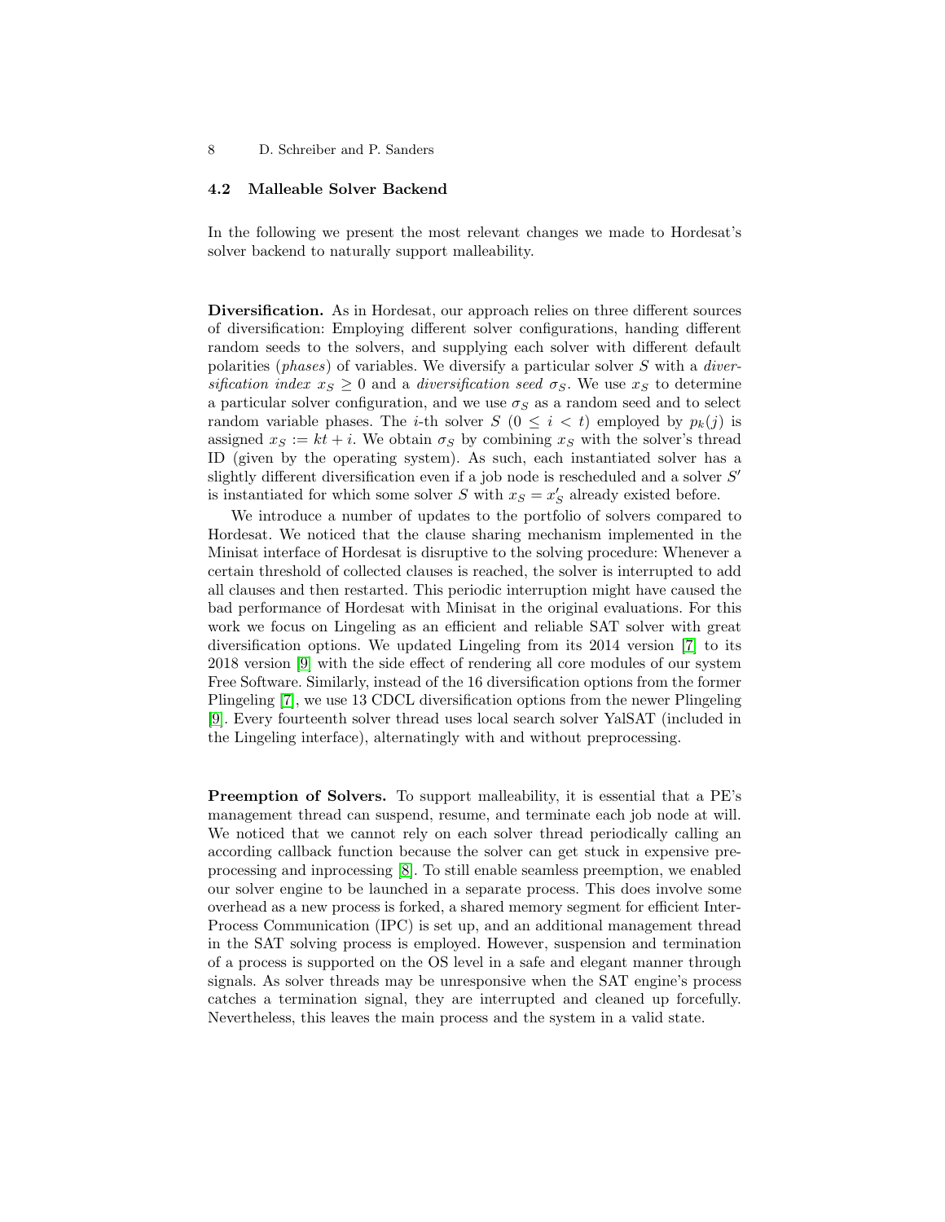### 4.2 Malleable Solver Backend

In the following we present the most relevant changes we made to Hordesat's solver backend to naturally support malleability.

**Diversification.** As in Hordesat, our approach relies on three different sources of diversification: Employing different solver configurations, handing different random seeds to the solvers, and supplying each solver with different default polarities (*phases*) of variables. We diversify a particular solver $S$ with a *diversification index* $x_S \geq 0$ and a *diversification seed* $\sigma_S$. We use $x_S$ to determine a particular solver configuration, and we use $\sigma_S$ as a random seed and to select random variable phases. The $i$-th solver $S$ ($0 \leq i < t$) employed by $p_k(j)$ is assigned $x_S := kt + i$. We obtain $\sigma_S$ by combining $x_S$ with the solver's thread ID (given by the operating system). As such, each instantiated solver has a slightly different diversification even if a job node is rescheduled and a solver $S'$ is instantiated for which some solver $S$ with $x_S = x'_S$ already existed before.

We introduce a number of updates to the portfolio of solvers compared to Hordesat. We noticed that the clause sharing mechanism implemented in the Minisat interface of Hordesat is disruptive to the solving procedure: Whenever a certain threshold of collected clauses is reached, the solver is interrupted to add all clauses and then restarted. This periodic interruption might have caused the bad performance of Hordesat with Minisat in the original evaluations. For this work we focus on Lingeling as an efficient and reliable SAT solver with great diversification options. We updated Lingeling from its 2014 version [7] to its 2018 version [9] with the side effect of rendering all core modules of our system Free Software. Similarly, instead of the 16 diversification options from the former Plingeling [7], we use 13 CDCL diversification options from the newer Plingeling [9]. Every fourteenth solver thread uses local search solver YalSAT (included in the Lingeling interface), alternatingly with and without preprocessing.

**Preemption of Solvers.** To support malleability, it is essential that a PE's management thread can suspend, resume, and terminate each job node at will. We noticed that we cannot rely on each solver thread periodically calling an according callback function because the solver can get stuck in expensive preprocessing and inprocessing [8]. To still enable seamless preemption, we enabled our solver engine to be launched in a separate process. This does involve some overhead as a new process is forked, a shared memory segment for efficient Inter-Process Communication (IPC) is set up, and an additional management thread in the SAT solving process is employed. However, suspension and termination of a process is supported on the OS level in a safe and elegant manner through signals. As solver threads may be unresponsive when the SAT engine's process catches a termination signal, they are interrupted and cleaned up forcefully. Nevertheless, this leaves the main process and the system in a valid state.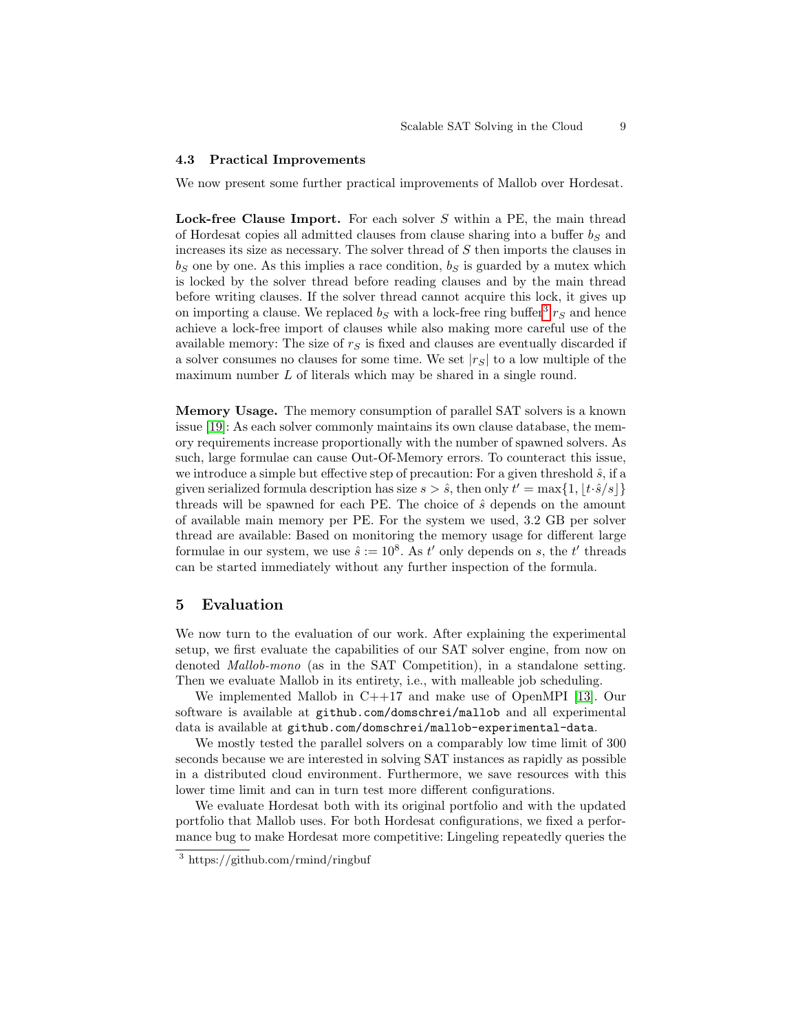### 4.3 Practical Improvements

We now present some further practical improvements of Mallob over Hordesat.

**Lock-free Clause Import.** For each solver $S$ within a PE, the main thread of Hordesat copies all admitted clauses from clause sharing into a buffer $b_S$ and increases its size as necessary. The solver thread of $S$ then imports the clauses in $b_S$ one by one. As this implies a race condition, $b_S$ is guarded by a mutex which is locked by the solver thread before reading clauses and by the main thread before writing clauses. If the solver thread cannot acquire this lock, it gives up on importing a clause. We replaced $b_S$ with a lock-free ring buffer[3] $r_S$ and hence achieve a lock-free import of clauses while also making more careful use of the available memory: The size of $r_S$ is fixed and clauses are eventually discarded if a solver consumes no clauses for some time. We set $|r_S|$ to a low multiple of the maximum number $L$ of literals which may be shared in a single round.

**Memory Usage.** The memory consumption of parallel SAT solvers is a known issue [19]: As each solver commonly maintains its own clause database, the memory requirements increase proportionally with the number of spawned solvers. As such, large formulae can cause Out-Of-Memory errors. To counteract this issue, we introduce a simple but effective step of precaution: For a given threshold $\hat{s}$, if a given serialized formula description has size $s > \hat{s}$, then only $t' = \max\{1, \lfloor t \cdot \hat{s}/s \rfloor\}$ threads will be spawned for each PE. The choice of $\hat{s}$ depends on the amount of available main memory per PE. For the system we used, 3.2 GB per solver thread are available: Based on monitoring the memory usage for different large formulae in our system, we use $\hat{s} := 10^8$. As $t'$ only depends on $s$, the $t'$ threads can be started immediately without any further inspection of the formula.

## 5 Evaluation

We now turn to the evaluation of our work. After explaining the experimental setup, we first evaluate the capabilities of our SAT solver engine, from now on denoted *Mallob-mono* (as in the SAT Competition), in a standalone setting. Then we evaluate Mallob in its entirety, i.e., with malleable job scheduling.

We implemented Mallob in C++17 and make use of OpenMPI [13]. Our software is available at `github.com/domschrei/mallob` and all experimental data is available at `github.com/domschrei/mallob-experimental-data`.

We mostly tested the parallel solvers on a comparably low time limit of 300 seconds because we are interested in solving SAT instances as rapidly as possible in a distributed cloud environment. Furthermore, we save resources with this lower time limit and can in turn test more different configurations.

We evaluate Hordesat both with its original portfolio and with the updated portfolio that Mallob uses. For both Hordesat configurations, we fixed a performance bug to make Hordesat more competitive: Lingeling repeatedly queries the

[3] https://github.com/rmind/ringbuf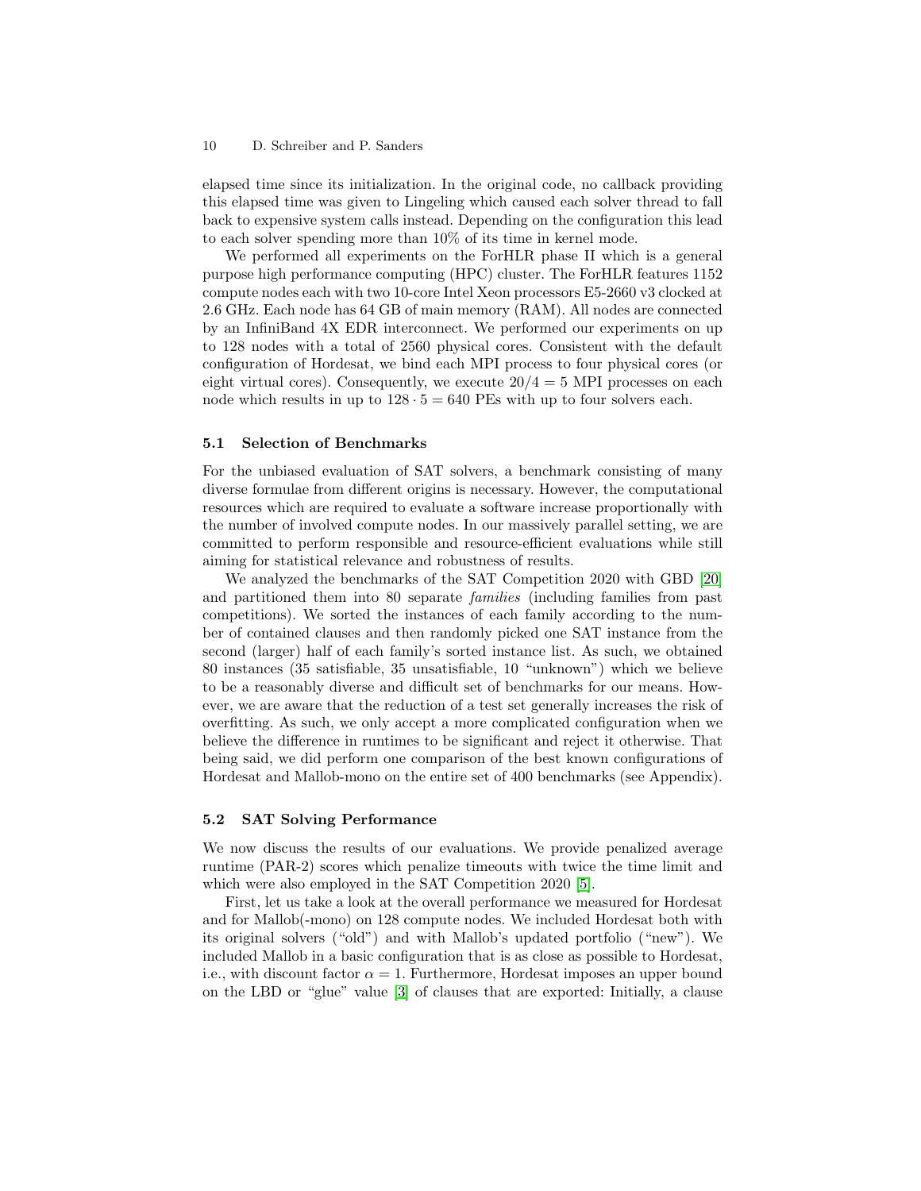elapsed time since its initialization. In the original code, no callback providing this elapsed time was given to Lingeling which caused each solver thread to fall back to expensive system calls instead. Depending on the configuration this lead to each solver spending more than 10% of its time in kernel mode.

We performed all experiments on the ForHLR phase II which is a general purpose high performance computing (HPC) cluster. The ForHLR features 1152 compute nodes each with two 10-core Intel Xeon processors E5-2660 v3 clocked at 2.6 GHz. Each node has 64 GB of main memory (RAM). All nodes are connected by an InfiniBand 4X EDR interconnect. We performed our experiments on up to 128 nodes with a total of 2560 physical cores. Consistent with the default configuration of Hordesat, we bind each MPI process to four physical cores (or eight virtual cores). Consequently, we execute $20/4 = 5$ MPI processes on each node which results in up to $128 \cdot 5 = 640$ PEs with up to four solvers each.

### 5.1 Selection of Benchmarks

For the unbiased evaluation of SAT solvers, a benchmark consisting of many diverse formulae from different origins is necessary. However, the computational resources which are required to evaluate a software increase proportionally with the number of involved compute nodes. In our massively parallel setting, we are committed to perform responsible and resource-efficient evaluations while still aiming for statistical relevance and robustness of results.

We analyzed the benchmarks of the SAT Competition 2020 with GBD [20] and partitioned them into 80 separate *families* (including families from past competitions). We sorted the instances of each family according to the number of contained clauses and then randomly picked one SAT instance from the second (larger) half of each family's sorted instance list. As such, we obtained 80 instances (35 satisfiable, 35 unsatisfiable, 10 "unknown") which we believe to be a reasonably diverse and difficult set of benchmarks for our means. However, we are aware that the reduction of a test set generally increases the risk of overfitting. As such, we only accept a more complicated configuration when we believe the difference in runtimes to be significant and reject it otherwise. That being said, we did perform one comparison of the best known configurations of Hordesat and Mallob-mono on the entire set of 400 benchmarks (see Appendix).

### 5.2 SAT Solving Performance

We now discuss the results of our evaluations. We provide penalized average runtime (PAR-2) scores which penalize timeouts with twice the time limit and which were also employed in the SAT Competition 2020 [5].

First, let us take a look at the overall performance we measured for Hordesat and for Mallob(-mono) on 128 compute nodes. We included Hordesat both with its original solvers ("old") and with Mallob's updated portfolio ("new"). We included Mallob in a basic configuration that is as close as possible to Hordesat, i.e., with discount factor $\alpha = 1$. Furthermore, Hordesat imposes an upper bound on the LBD or "glue" value [3] of clauses that are exported: Initially, a clause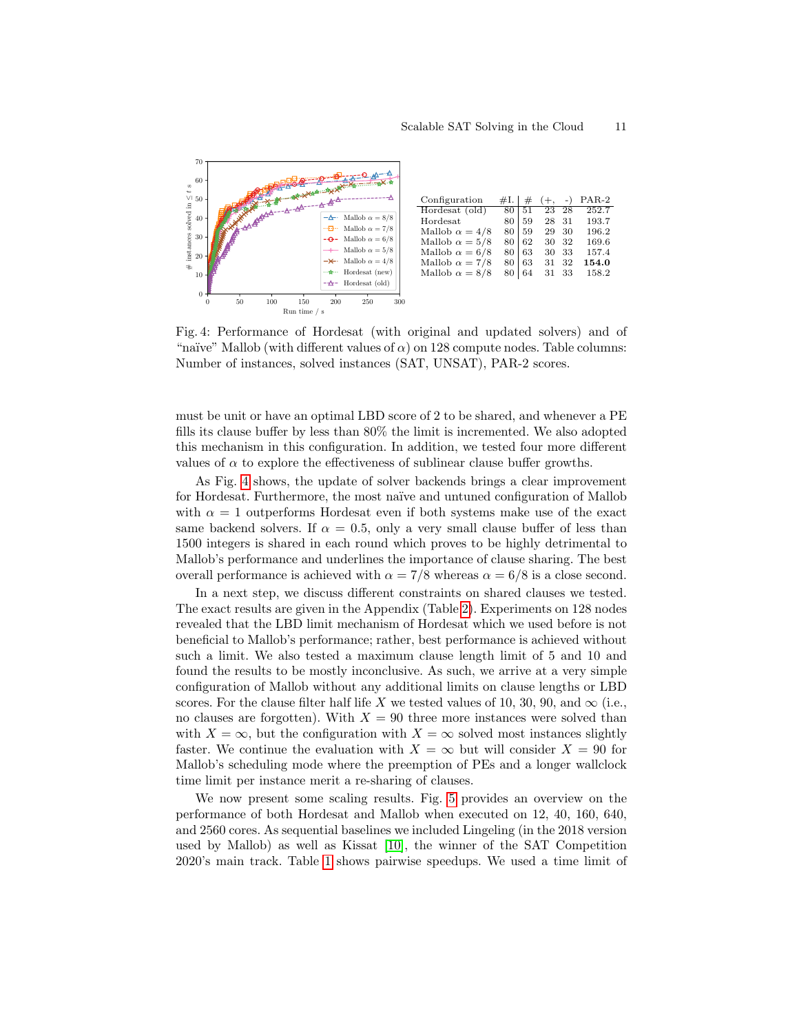| Configuration | #I. | # | (+, | -) | PAR-2 |
|---|---|---|---|---|---|
| Hordesat (old) | 80 | 51 | 23 | 28 | 252.7 |
| Hordesat | 80 | 59 | 28 | 31 | 193.7 |
| Mallob $\alpha = 4/8$ | 80 | 59 | 29 | 30 | 196.2 |
| Mallob $\alpha = 5/8$ | 80 | 62 | 30 | 32 | 169.6 |
| Mallob $\alpha = 6/8$ | 80 | 63 | 30 | 33 | 157.4 |
| Mallob $\alpha = 7/8$ | 80 | 63 | 31 | 32 | **154.0** |
| Mallob $\alpha = 8/8$ | 80 | 64 | 31 | 33 | 158.2 |

Fig. 4: Performance of Hordesat (with original and updated solvers) and of "naïve" Mallob (with different values of $\alpha$) on 128 compute nodes. Table columns: Number of instances, solved instances (SAT, UNSAT), PAR-2 scores.

must be unit or have an optimal LBD score of 2 to be shared, and whenever a PE fills its clause buffer by less than 80% the limit is incremented. We also adopted this mechanism in this configuration. In addition, we tested four more different values of $\alpha$ to explore the effectiveness of sublinear clause buffer growths.

As Fig. 4 shows, the update of solver backends brings a clear improvement for Hordesat. Furthermore, the most naïve and untuned configuration of Mallob with $\alpha = 1$ outperforms Hordesat even if both systems make use of the exact same backend solvers. If $\alpha = 0.5$, only a very small clause buffer of less than 1500 integers is shared in each round which proves to be highly detrimental to Mallob's performance and underlines the importance of clause sharing. The best overall performance is achieved with $\alpha = 7/8$ whereas $\alpha = 6/8$ is a close second.

In a next step, we discuss different constraints on shared clauses we tested. The exact results are given in the Appendix (Table 2). Experiments on 128 nodes revealed that the LBD limit mechanism of Hordesat which we used before is not beneficial to Mallob's performance; rather, best performance is achieved without such a limit. We also tested a maximum clause length limit of 5 and 10 and found the results to be mostly inconclusive. As such, we arrive at a very simple configuration of Mallob without any additional limits on clause lengths or LBD scores. For the clause filter half life $X$ we tested values of 10, 30, 90, and $\infty$ (i.e., no clauses are forgotten). With $X = 90$ three more instances were solved than with $X = \infty$, but the configuration with $X = \infty$ solved most instances slightly faster. We continue the evaluation with $X = \infty$ but will consider $X = 90$ for Mallob's scheduling mode where the preemption of PEs and a longer wallclock time limit per instance merit a re-sharing of clauses.

We now present some scaling results. Fig. 5 provides an overview on the performance of both Hordesat and Mallob when executed on 12, 40, 160, 640, and 2560 cores. As sequential baselines we included Lingeling (in the 2018 version used by Mallob) as well as Kissat [10], the winner of the SAT Competition 2020's main track. Table 1 shows pairwise speedups. We used a time limit of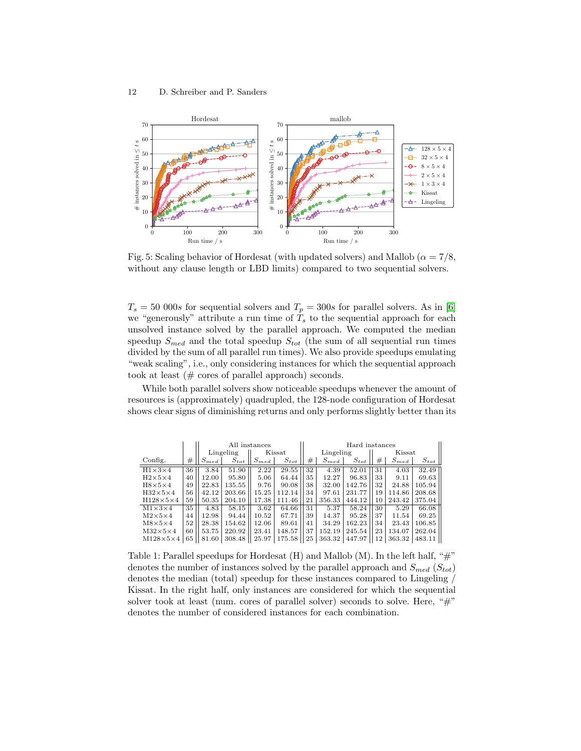Fig. 5: Scaling behavior of Hordesat (with updated solvers) and Mallob ($\alpha = 7/8$, without any clause length or LBD limits) compared to two sequential solvers.

$T_s = 50\,000s$ for sequential solvers and $T_p = 300s$ for parallel solvers. As in [6] we "generously" attribute a run time of $T_s$ to the sequential approach for each unsolved instance solved by the parallel approach. We computed the median speedup $S_{med}$ and the total speedup $S_{tot}$ (the sum of all sequential run times divided by the sum of all parallel run times). We also provide speedups emulating "weak scaling", i.e., only considering instances for which the sequential approach took at least (# cores of parallel approach) seconds.

While both parallel solvers show noticeable speedups whenever the amount of resources is (approximately) quadrupled, the 128-node configuration of Hordesat shows clear signs of diminishing returns and only performs slightly better than its

| | | All instances | | | | Hard instances | | | | | | |
|---|---|---|---|---|---|---|---|---|---|---|---|---|
| | | Lingeling | | Kissat | | | Lingeling | | | Kissat | | |
| Config. | # | $S_{med}$ | $S_{tot}$ | $S_{med}$ | $S_{tot}$ | # | $S_{med}$ | $S_{tot}$ | # | $S_{med}$ | $S_{tot}$ | |
| H1×3×4 | 36 | 3.84 | 51.90 | 2.22 | 29.55 | 32 | 4.39 | 52.01 | 31 | 4.03 | 32.49 | |
| H2×5×4 | 40 | 12.00 | 95.80 | 5.06 | 64.44 | 35 | 12.27 | 96.83 | 33 | 9.11 | 69.63 | |
| H8×5×4 | 49 | 22.83 | 135.55 | 9.76 | 90.08 | 38 | 32.00 | 142.76 | 32 | 24.88 | 105.94 | |
| H32×5×4 | 56 | 42.12 | 203.66 | 15.25 | 112.14 | 34 | 97.61 | 231.77 | 19 | 114.86 | 208.68 | |
| H128×5×4 | 59 | 50.35 | 204.10 | 17.38 | 111.46 | 21 | 356.33 | 444.12 | 10 | 243.42 | 375.04 | |
| M1×3×4 | 35 | 4.83 | 58.15 | 3.62 | 64.66 | 31 | 5.37 | 58.24 | 30 | 5.29 | 66.08 | |
| M2×5×4 | 44 | 12.98 | 94.44 | 10.52 | 67.71 | 39 | 14.37 | 95.28 | 37 | 11.54 | 69.25 | |
| M8×5×4 | 52 | 28.38 | 154.62 | 12.06 | 89.61 | 41 | 34.29 | 162.23 | 34 | 23.43 | 106.85 | |
| M32×5×4 | 60 | 53.75 | 220.92 | 23.41 | 148.57 | 37 | 152.19 | 245.54 | 23 | 134.07 | 262.04 | |
| M128×5×4 | 65 | 81.60 | 308.48 | 25.97 | 175.58 | 25 | 363.32 | 447.97 | 12 | 363.32 | 483.11 | |

Table 1: Parallel speedups for Hordesat (H) and Mallob (M). In the left half, "#" denotes the number of instances solved by the parallel approach and $S_{med}$ ($S_{tot}$) denotes the median (total) speedup for these instances compared to Lingeling / Kissat. In the right half, only instances are considered for which the sequential solver took at least (num. cores of parallel solver) seconds to solve. Here, "#" denotes the number of considered instances for each combination.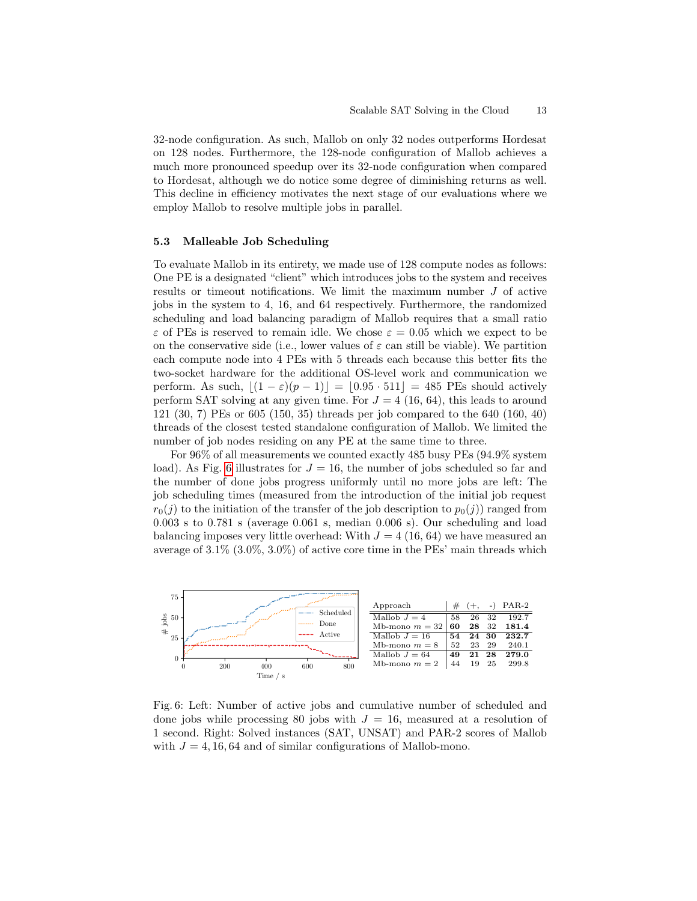32-node configuration. As such, Mallob on only 32 nodes outperforms Hordesat on 128 nodes. Furthermore, the 128-node configuration of Mallob achieves a much more pronounced speedup over its 32-node configuration when compared to Hordesat, although we do notice some degree of diminishing returns as well. This decline in efficiency motivates the next stage of our evaluations where we employ Mallob to resolve multiple jobs in parallel.

### 5.3 Malleable Job Scheduling

To evaluate Mallob in its entirety, we made use of 128 compute nodes as follows: One PE is a designated "client" which introduces jobs to the system and receives results or timeout notifications. We limit the maximum number $J$ of active jobs in the system to 4, 16, and 64 respectively. Furthermore, the randomized scheduling and load balancing paradigm of Mallob requires that a small ratio $\varepsilon$ of PEs is reserved to remain idle. We chose $\varepsilon = 0.05$ which we expect to be on the conservative side (i.e., lower values of $\varepsilon$ can still be viable). We partition each compute node into 4 PEs with 5 threads each because this better fits the two-socket hardware for the additional OS-level work and communication we perform. As such, $\lfloor(1-\varepsilon)(p-1)\rfloor = \lfloor 0.95 \cdot 511 \rfloor = 485$ PEs should actively perform SAT solving at any given time. For $J = 4$ (16, 64), this leads to around 121 (30, 7) PEs or 605 (150, 35) threads per job compared to the 640 (160, 40) threads of the closest tested standalone configuration of Mallob. We limited the number of job nodes residing on any PE at the same time to three.

For 96% of all measurements we counted exactly 485 busy PEs (94.9% system load). As Fig. 6 illustrates for $J = 16$, the number of jobs scheduled so far and the number of done jobs progress uniformly until no more jobs are left: The job scheduling times (measured from the introduction of the initial job request $r_0(j)$ to the initiation of the transfer of the job description to $p_0(j)$) ranged from 0.003 s to 0.781 s (average 0.061 s, median 0.006 s). Our scheduling and load balancing imposes very little overhead: With $J = 4$ (16, 64) we have measured an average of 3.1% (3.0%, 3.0%) of active core time in the PEs' main threads which

| Approach | # | (+, | -) | PAR-2 |
|---|---|---|---|---|
| Mallob $J = 4$ | 58 | 26 | 32 | 192.7 |
| Mb-mono $m = 32$ | **60** | **28** | 32 | **181.4** |
| Mallob $J = 16$ | **54** | **24** | **30** | **232.7** |
| Mb-mono $m = 8$ | 52 | 23 | 29 | 240.1 |
| Mallob $J = 64$ | **49** | **21** | **28** | **279.0** |
| Mb-mono $m = 2$ | 44 | 19 | 25 | 299.8 |

Fig. 6: Left: Number of active jobs and cumulative number of scheduled and done jobs while processing 80 jobs with $J = 16$, measured at a resolution of 1 second. Right: Solved instances (SAT, UNSAT) and PAR-2 scores of Mallob with $J = 4, 16, 64$ and of similar configurations of Mallob-mono.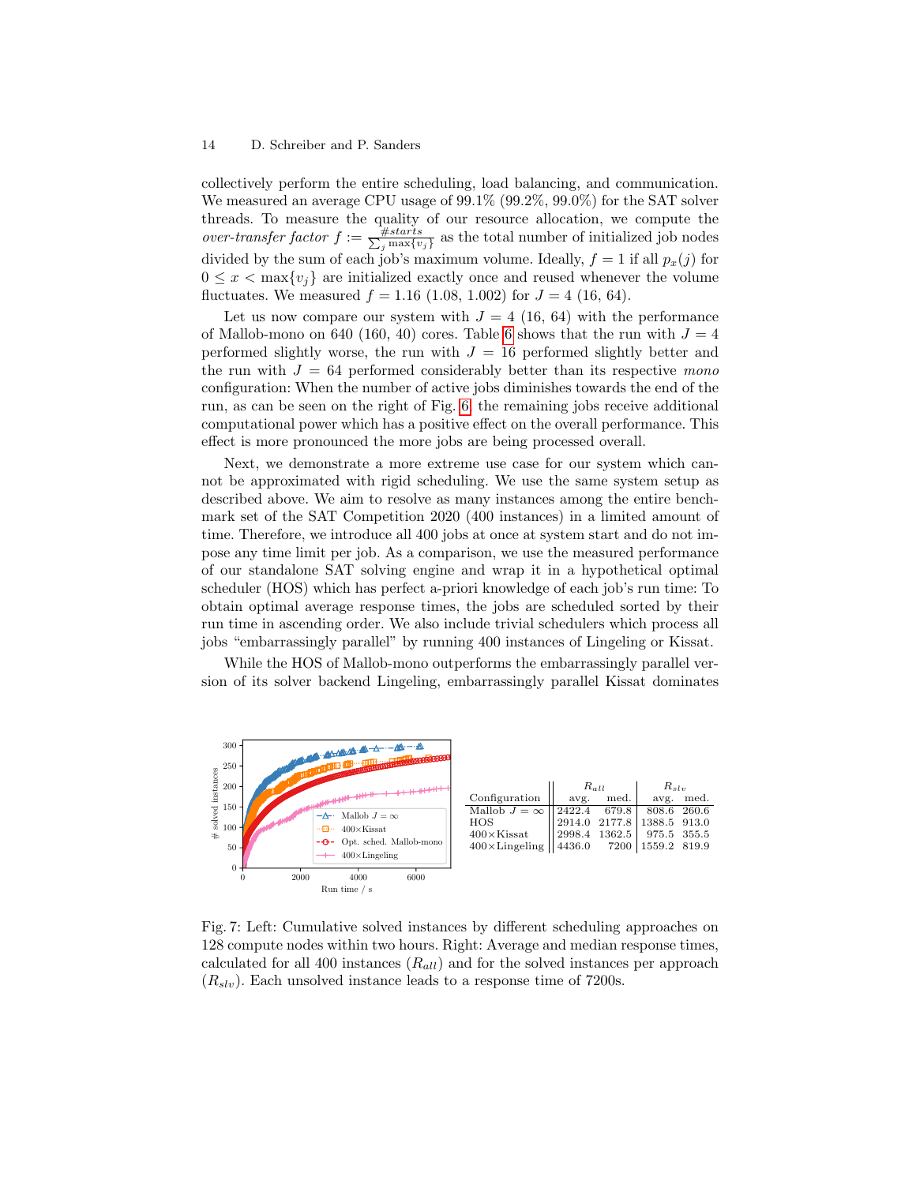collectively perform the entire scheduling, load balancing, and communication. We measured an average CPU usage of 99.1% (99.2%, 99.0%) for the SAT solver threads. To measure the quality of our resource allocation, we compute the *over-transfer factor* $f := \frac{\#starts}{\sum_j \max\{v_j\}}$ as the total number of initialized job nodes divided by the sum of each job's maximum volume. Ideally, $f = 1$ if all $p_x(j)$ for $0 \leq x < \max\{v_j\}$ are initialized exactly once and reused whenever the volume fluctuates. We measured $f = 1.16$ (1.08, 1.002) for $J = 4$ (16, 64).

Let us now compare our system with $J = 4$ (16, 64) with the performance of Mallob-mono on 640 (160, 40) cores. Table 6 shows that the run with $J = 4$ performed slightly worse, the run with $J = 16$ performed slightly better and the run with $J = 64$ performed considerably better than its respective *mono* configuration: When the number of active jobs diminishes towards the end of the run, as can be seen on the right of Fig. 6, the remaining jobs receive additional computational power which has a positive effect on the overall performance. This effect is more pronounced the more jobs are being processed overall.

Next, we demonstrate a more extreme use case for our system which cannot be approximated with rigid scheduling. We use the same system setup as described above. We aim to resolve as many instances among the entire benchmark set of the SAT Competition 2020 (400 instances) in a limited amount of time. Therefore, we introduce all 400 jobs at once at system start and do not impose any time limit per job. As a comparison, we use the measured performance of our standalone SAT solving engine and wrap it in a hypothetical optimal scheduler (HOS) which has perfect a-priori knowledge of each job's run time: To obtain optimal average response times, the jobs are scheduled sorted by their run time in ascending order. We also include trivial schedulers which process all jobs "embarrassingly parallel" by running 400 instances of Lingeling or Kissat.

While the HOS of Mallob-mono outperforms the embarrassingly parallel version of its solver backend Lingeling, embarrassingly parallel Kissat dominates

| Configuration | $R_{all}$ avg. | $R_{all}$ med. | $R_{slv}$ avg. | $R_{slv}$ med. |
|---|---|---|---|---|
| Mallob $J = \infty$ | 2422.4 | 679.8 | 808.6 | 260.6 |
| HOS | 2914.0 | 2177.8 | 1388.5 | 913.0 |
| 400×Kissat | 2998.4 | 1362.5 | 975.5 | 355.5 |
| 400×Lingeling | 4436.0 | 7200 | 1559.2 | 819.9 |

Fig. 7: Left: Cumulative solved instances by different scheduling approaches on 128 compute nodes within two hours. Right: Average and median response times, calculated for all 400 instances ($R_{all}$) and for the solved instances per approach ($R_{slv}$). Each unsolved instance leads to a response time of 7200s.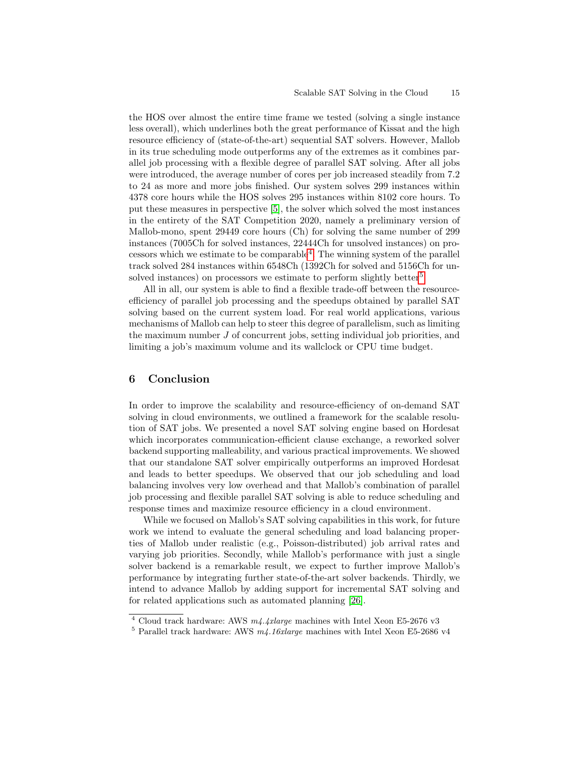the HOS over almost the entire time frame we tested (solving a single instance less overall), which underlines both the great performance of Kissat and the high resource efficiency of (state-of-the-art) sequential SAT solvers. However, Mallob in its true scheduling mode outperforms any of the extremes as it combines parallel job processing with a flexible degree of parallel SAT solving. After all jobs were introduced, the average number of cores per job increased steadily from 7.2 to 24 as more and more jobs finished. Our system solves 299 instances within 4378 core hours while the HOS solves 295 instances within 8102 core hours. To put these measures in perspective [5], the solver which solved the most instances in the entirety of the SAT Competition 2020, namely a preliminary version of Mallob-mono, spent 29449 core hours (Ch) for solving the same number of 299 instances (7005Ch for solved instances, 22444Ch for unsolved instances) on processors which we estimate to be comparable[4]. The winning system of the parallel track solved 284 instances within 6548Ch (1392Ch for solved and 5156Ch for unsolved instances) on processors we estimate to perform slightly better[5].

All in all, our system is able to find a flexible trade-off between the resource-efficiency of parallel job processing and the speedups obtained by parallel SAT solving based on the current system load. For real world applications, various mechanisms of Mallob can help to steer this degree of parallelism, such as limiting the maximum number $J$ of concurrent jobs, setting individual job priorities, and limiting a job's maximum volume and its wallclock or CPU time budget.

## 6 Conclusion

In order to improve the scalability and resource-efficiency of on-demand SAT solving in cloud environments, we outlined a framework for the scalable resolution of SAT jobs. We presented a novel SAT solving engine based on Hordesat which incorporates communication-efficient clause exchange, a reworked solver backend supporting malleability, and various practical improvements. We showed that our standalone SAT solver empirically outperforms an improved Hordesat and leads to better speedups. We observed that our job scheduling and load balancing involves very low overhead and that Mallob's combination of parallel job processing and flexible parallel SAT solving is able to reduce scheduling and response times and maximize resource efficiency in a cloud environment.

While we focused on Mallob's SAT solving capabilities in this work, for future work we intend to evaluate the general scheduling and load balancing properties of Mallob under realistic (e.g., Poisson-distributed) job arrival rates and varying job priorities. Secondly, while Mallob's performance with just a single solver backend is a remarkable result, we expect to further improve Mallob's performance by integrating further state-of-the-art solver backends. Thirdly, we intend to advance Mallob by adding support for incremental SAT solving and for related applications such as automated planning [26].

---

[4] Cloud track hardware: AWS *m4.4xlarge* machines with Intel Xeon E5-2676 v3

[5] Parallel track hardware: AWS *m4.16xlarge* machines with Intel Xeon E5-2686 v4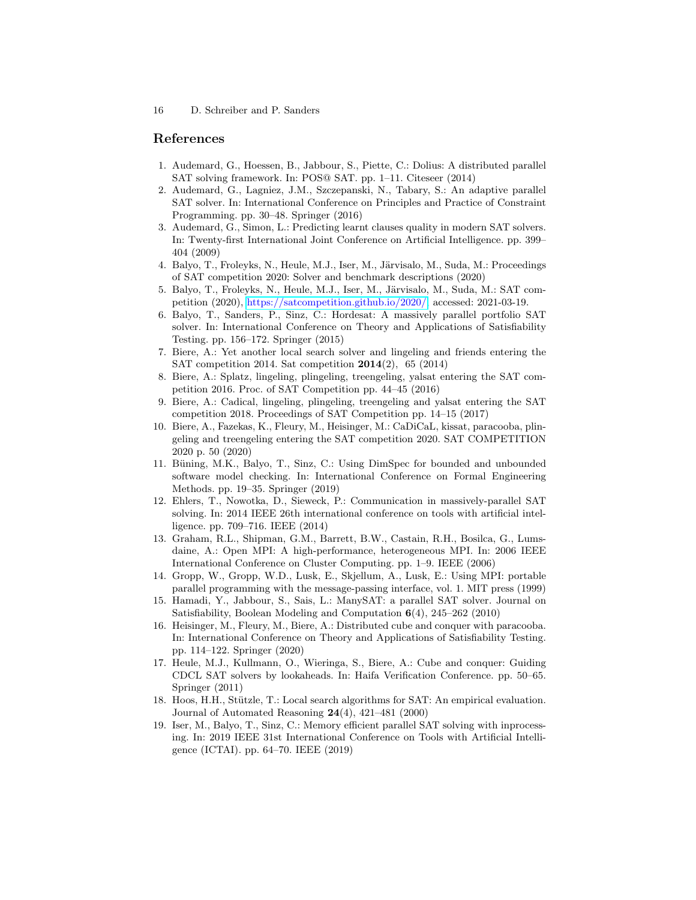## References

1. Audemard, G., Hoessen, B., Jabbour, S., Piette, C.: Dolius: A distributed parallel SAT solving framework. In: POS@ SAT. pp. 1–11. Citeseer (2014)
2. Audemard, G., Lagniez, J.M., Szczepanski, N., Tabary, S.: An adaptive parallel SAT solver. In: International Conference on Principles and Practice of Constraint Programming. pp. 30–48. Springer (2016)
3. Audemard, G., Simon, L.: Predicting learnt clauses quality in modern SAT solvers. In: Twenty-first International Joint Conference on Artificial Intelligence. pp. 399–404 (2009)
4. Balyo, T., Froleyks, N., Heule, M.J., Iser, M., Järvisalo, M., Suda, M.: Proceedings of SAT competition 2020: Solver and benchmark descriptions (2020)
5. Balyo, T., Froleyks, N., Heule, M.J., Iser, M., Järvisalo, M., Suda, M.: SAT competition (2020), https://satcompetition.github.io/2020/, accessed: 2021-03-19.
6. Balyo, T., Sanders, P., Sinz, C.: Hordesat: A massively parallel portfolio SAT solver. In: International Conference on Theory and Applications of Satisfiability Testing. pp. 156–172. Springer (2015)
7. Biere, A.: Yet another local search solver and lingeling and friends entering the SAT competition 2014. Sat competition **2014**(2), 65 (2014)
8. Biere, A.: Splatz, lingeling, plingeling, treengeling, yalsat entering the SAT competition 2016. Proc. of SAT Competition pp. 44–45 (2016)
9. Biere, A.: Cadical, lingeling, plingeling, treengeling and yalsat entering the SAT competition 2018. Proceedings of SAT Competition pp. 14–15 (2017)
10. Biere, A., Fazekas, K., Fleury, M., Heisinger, M.: CaDiCaL, kissat, paracooba, plingeling and treengeling entering the SAT competition 2020. SAT COMPETITION 2020 p. 50 (2020)
11. Büning, M.K., Balyo, T., Sinz, C.: Using DimSpec for bounded and unbounded software model checking. In: International Conference on Formal Engineering Methods. pp. 19–35. Springer (2019)
12. Ehlers, T., Nowotka, D., Sieweck, P.: Communication in massively-parallel SAT solving. In: 2014 IEEE 26th international conference on tools with artificial intelligence. pp. 709–716. IEEE (2014)
13. Graham, R.L., Shipman, G.M., Barrett, B.W., Castain, R.H., Bosilca, G., Lumsdaine, A.: Open MPI: A high-performance, heterogeneous MPI. In: 2006 IEEE International Conference on Cluster Computing. pp. 1–9. IEEE (2006)
14. Gropp, W., Gropp, W.D., Lusk, E., Skjellum, A., Lusk, E.: Using MPI: portable parallel programming with the message-passing interface, vol. 1. MIT press (1999)
15. Hamadi, Y., Jabbour, S., Sais, L.: ManySAT: a parallel SAT solver. Journal on Satisfiability, Boolean Modeling and Computation **6**(4), 245–262 (2010)
16. Heisinger, M., Fleury, M., Biere, A.: Distributed cube and conquer with paracooba. In: International Conference on Theory and Applications of Satisfiability Testing. pp. 114–122. Springer (2020)
17. Heule, M.J., Kullmann, O., Wieringa, S., Biere, A.: Cube and conquer: Guiding CDCL SAT solvers by lookaheads. In: Haifa Verification Conference. pp. 50–65. Springer (2011)
18. Hoos, H.H., Stützle, T.: Local search algorithms for SAT: An empirical evaluation. Journal of Automated Reasoning **24**(4), 421–481 (2000)
19. Iser, M., Balyo, T., Sinz, C.: Memory efficient parallel SAT solving with inprocessing. In: 2019 IEEE 31st International Conference on Tools with Artificial Intelligence (ICTAI). pp. 64–70. IEEE (2019)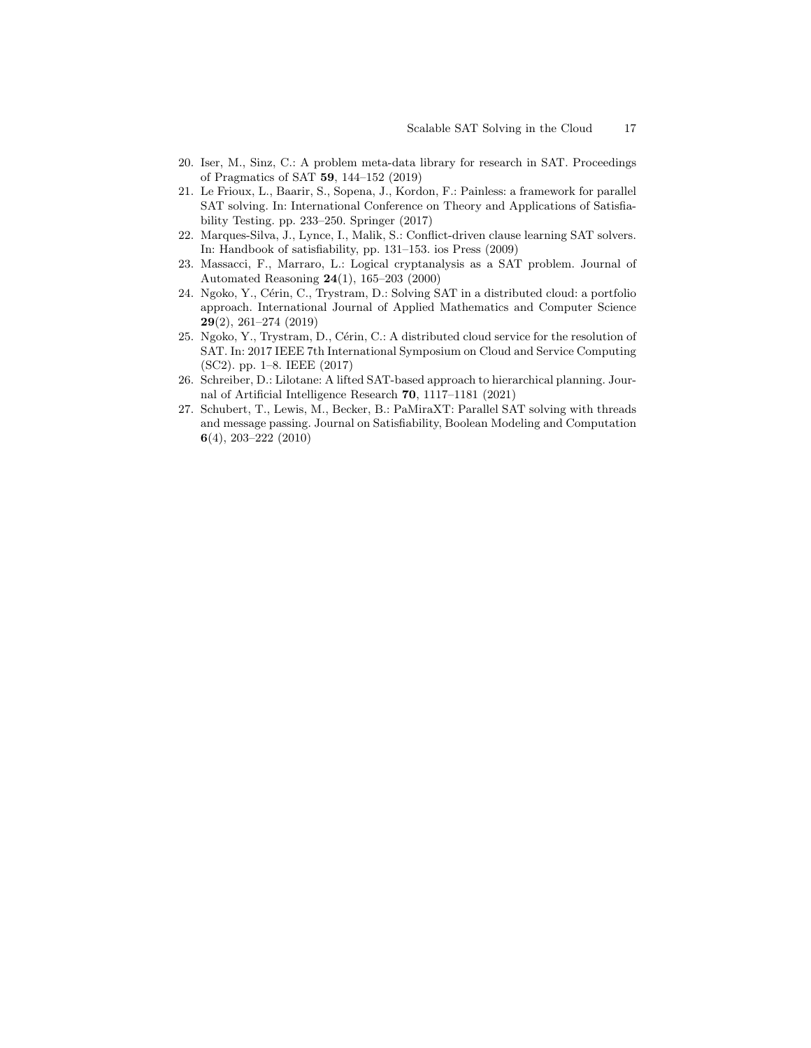20. Iser, M., Sinz, C.: A problem meta-data library for research in SAT. Proceedings of Pragmatics of SAT **59**, 144–152 (2019)
21. Le Frioux, L., Baarir, S., Sopena, J., Kordon, F.: Painless: a framework for parallel SAT solving. In: International Conference on Theory and Applications of Satisfiability Testing. pp. 233–250. Springer (2017)
22. Marques-Silva, J., Lynce, I., Malik, S.: Conflict-driven clause learning SAT solvers. In: Handbook of satisfiability, pp. 131–153. ios Press (2009)
23. Massacci, F., Marraro, L.: Logical cryptanalysis as a SAT problem. Journal of Automated Reasoning **24**(1), 165–203 (2000)
24. Ngoko, Y., Cérin, C., Trystram, D.: Solving SAT in a distributed cloud: a portfolio approach. International Journal of Applied Mathematics and Computer Science **29**(2), 261–274 (2019)
25. Ngoko, Y., Trystram, D., Cérin, C.: A distributed cloud service for the resolution of SAT. In: 2017 IEEE 7th International Symposium on Cloud and Service Computing (SC2). pp. 1–8. IEEE (2017)
26. Schreiber, D.: Lilotane: A lifted SAT-based approach to hierarchical planning. Journal of Artificial Intelligence Research **70**, 1117–1181 (2021)
27. Schubert, T., Lewis, M., Becker, B.: PaMiraXT: Parallel SAT solving with threads and message passing. Journal on Satisfiability, Boolean Modeling and Computation **6**(4), 203–222 (2010)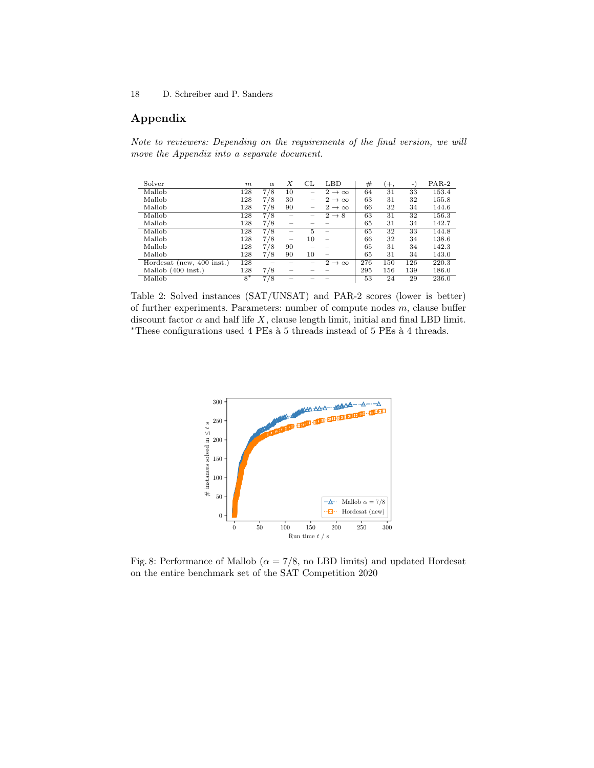# Appendix

*Note to reviewers: Depending on the requirements of the final version, we will move the Appendix into a separate document.*

| Solver | $m$ | $\alpha$ | $X$ | CL | LBD | # | (+, | -) | PAR-2 |
|---|---|---|---|---|---|---|---|---|---|
| Mallob | 128 | 7/8 | 10 | – | $2 \to \infty$ | 64 | 31 | 33 | 153.4 |
| Mallob | 128 | 7/8 | 30 | – | $2 \to \infty$ | 63 | 31 | 32 | 155.8 |
| Mallob | 128 | 7/8 | 90 | – | $2 \to \infty$ | 66 | 32 | 34 | 144.6 |
| Mallob | 128 | 7/8 | – | – | $2 \to 8$ | 63 | 31 | 32 | 156.3 |
| Mallob | 128 | 7/8 | – | – | – | 65 | 31 | 34 | 142.7 |
| Mallob | 128 | 7/8 | – | 5 | – | 65 | 32 | 33 | 144.8 |
| Mallob | 128 | 7/8 | – | 10 | – | 66 | 32 | 34 | 138.6 |
| Mallob | 128 | 7/8 | 90 | – | – | 65 | 31 | 34 | 142.3 |
| Mallob | 128 | 7/8 | 90 | 10 | – | 65 | 31 | 34 | 143.0 |
| Hordesat (new, 400 inst.) | 128 | – | – | – | $2 \to \infty$ | 276 | 150 | 126 | 220.3 |
| Mallob (400 inst.) | 128 | 7/8 | – | – | – | 295 | 156 | 139 | 186.0 |
| Mallob | 8* | 7/8 | – | – | – | 53 | 24 | 29 | 236.0 |

Table 2: Solved instances (SAT/UNSAT) and PAR-2 scores (lower is better) of further experiments. Parameters: number of compute nodes $m$, clause buffer discount factor $\alpha$ and half life $X$, clause length limit, initial and final LBD limit. *These configurations used 4 PEs à 5 threads instead of 5 PEs à 4 threads.

Fig. 8: Performance of Mallob ($\alpha = 7/8$, no LBD limits) and updated Hordesat on the entire benchmark set of the SAT Competition 2020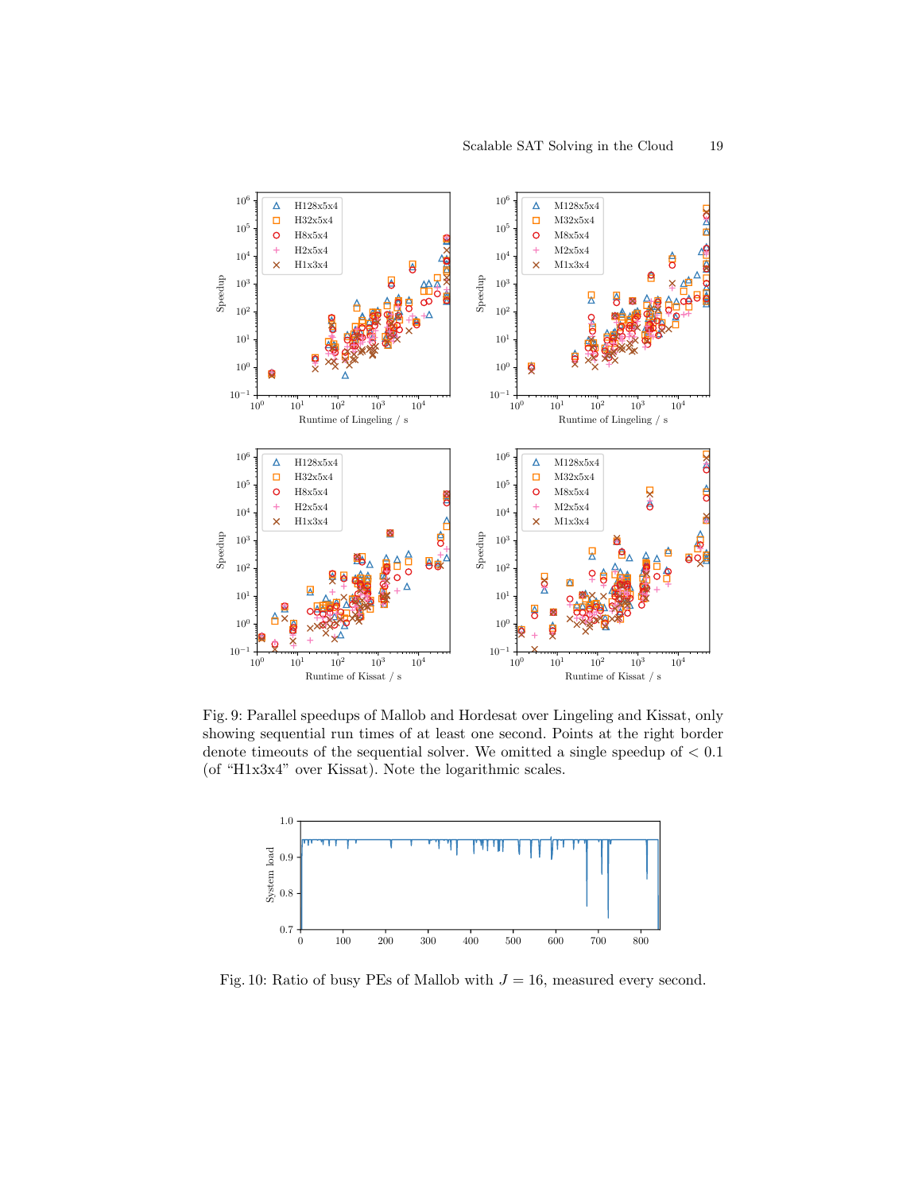Fig. 9: Parallel speedups of Mallob and Hordesat over Lingeling and Kissat, only showing sequential run times of at least one second. Points at the right border denote timeouts of the sequential solver. We omitted a single speedup of $< 0.1$ (of "H1x3x4" over Kissat). Note the logarithmic scales.

Fig. 10: Ratio of busy PEs of Mallob with $J = 16$, measured every second.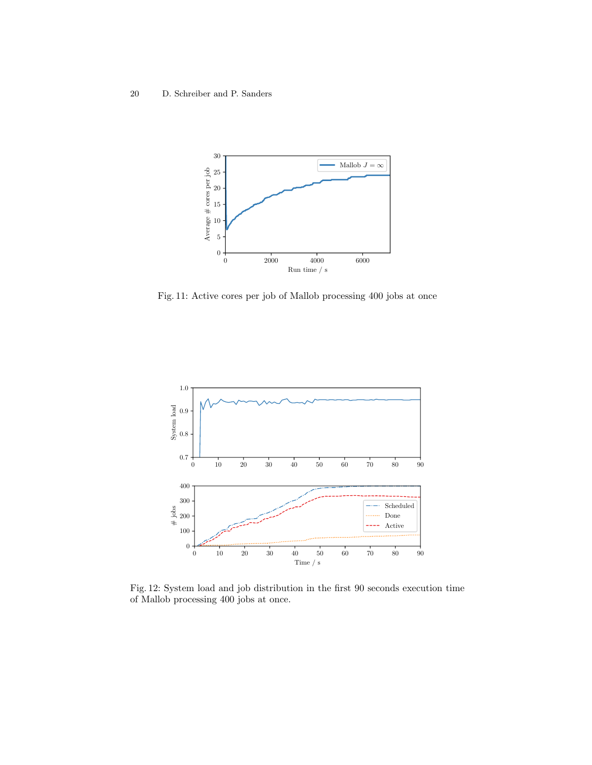30
25
20
15
10
5
0

Average # cores per job

0
2000
4000
6000

Run time / s

Mallob $J = \infty$

Fig. 11: Active cores per job of Mallob processing 400 jobs at once

1.0
0.9
0.8
0.7

System load

0
10
20
30
40
50
60
70
80
90

400
300
200
100
0

# jobs

0
10
20
30
40
50
60
70
80
90

Time / s

Scheduled
Done
Active

Fig. 12: System load and job distribution in the first 90 seconds execution time of Mallob processing 400 jobs at once.